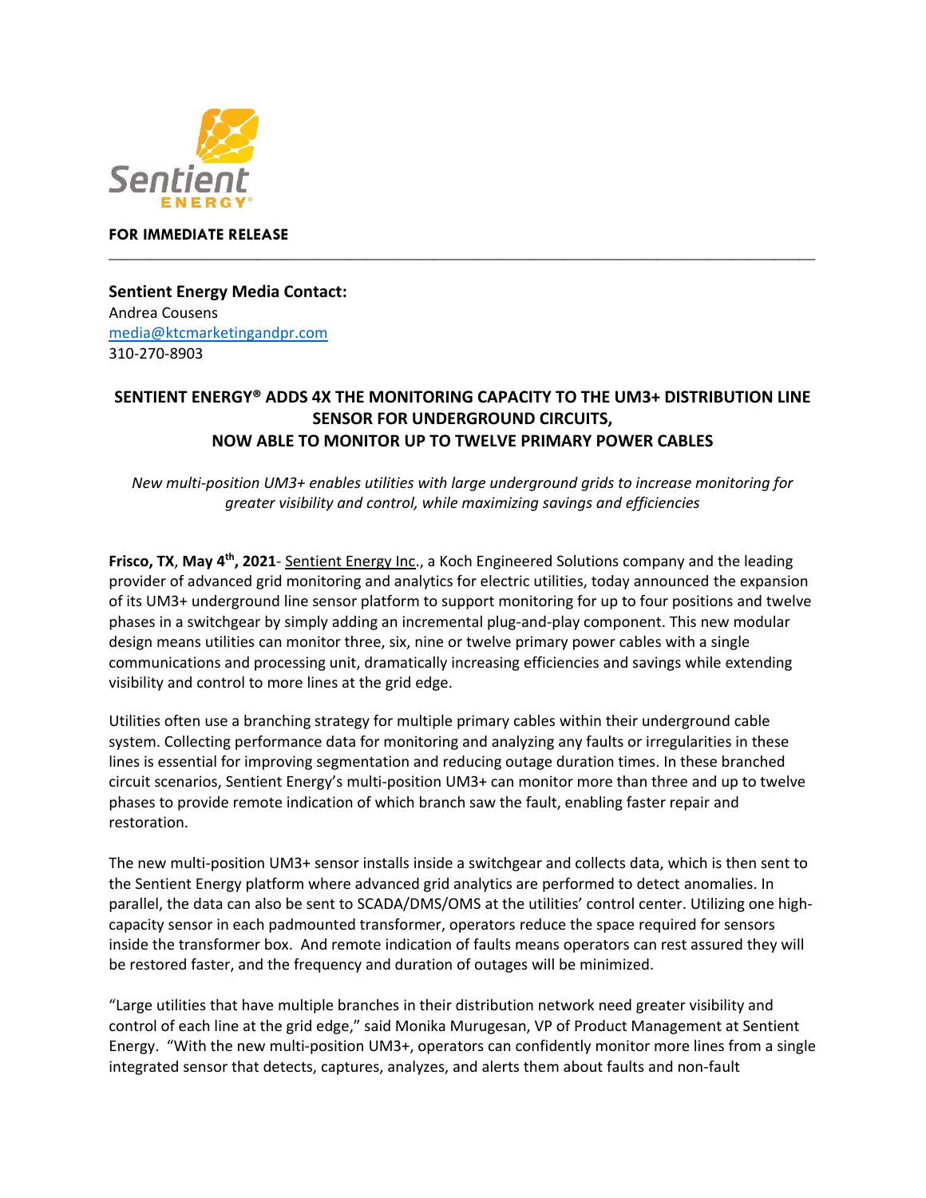**FOR IMMEDIATE RELEASE**

---

**Sentient Energy Media Contact:**
Andrea Cousens
[media@ktcmarketingandpr.com](mailto:media@ktcmarketingandpr.com)
310-270-8903

# SENTIENT ENERGY® ADDS 4X THE MONITORING CAPACITY TO THE UM3+ DISTRIBUTION LINE SENSOR FOR UNDERGROUND CIRCUITS, NOW ABLE TO MONITOR UP TO TWELVE PRIMARY POWER CABLES

*New multi-position UM3+ enables utilities with large underground grids to increase monitoring for greater visibility and control, while maximizing savings and efficiencies*

**Frisco, TX**, **May 4th, 2021**- Sentient Energy Inc., a Koch Engineered Solutions company and the leading provider of advanced grid monitoring and analytics for electric utilities, today announced the expansion of its UM3+ underground line sensor platform to support monitoring for up to four positions and twelve phases in a switchgear by simply adding an incremental plug-and-play component. This new modular design means utilities can monitor three, six, nine or twelve primary power cables with a single communications and processing unit, dramatically increasing efficiencies and savings while extending visibility and control to more lines at the grid edge.

Utilities often use a branching strategy for multiple primary cables within their underground cable system. Collecting performance data for monitoring and analyzing any faults or irregularities in these lines is essential for improving segmentation and reducing outage duration times. In these branched circuit scenarios, Sentient Energy's multi-position UM3+ can monitor more than three and up to twelve phases to provide remote indication of which branch saw the fault, enabling faster repair and restoration.

The new multi-position UM3+ sensor installs inside a switchgear and collects data, which is then sent to the Sentient Energy platform where advanced grid analytics are performed to detect anomalies. In parallel, the data can also be sent to SCADA/DMS/OMS at the utilities' control center. Utilizing one high-capacity sensor in each padmounted transformer, operators reduce the space required for sensors inside the transformer box. And remote indication of faults means operators can rest assured they will be restored faster, and the frequency and duration of outages will be minimized.

"Large utilities that have multiple branches in their distribution network need greater visibility and control of each line at the grid edge," said Monika Murugesan, VP of Product Management at Sentient Energy. "With the new multi-position UM3+, operators can confidently monitor more lines from a single integrated sensor that detects, captures, analyzes, and alerts them about faults and non-fault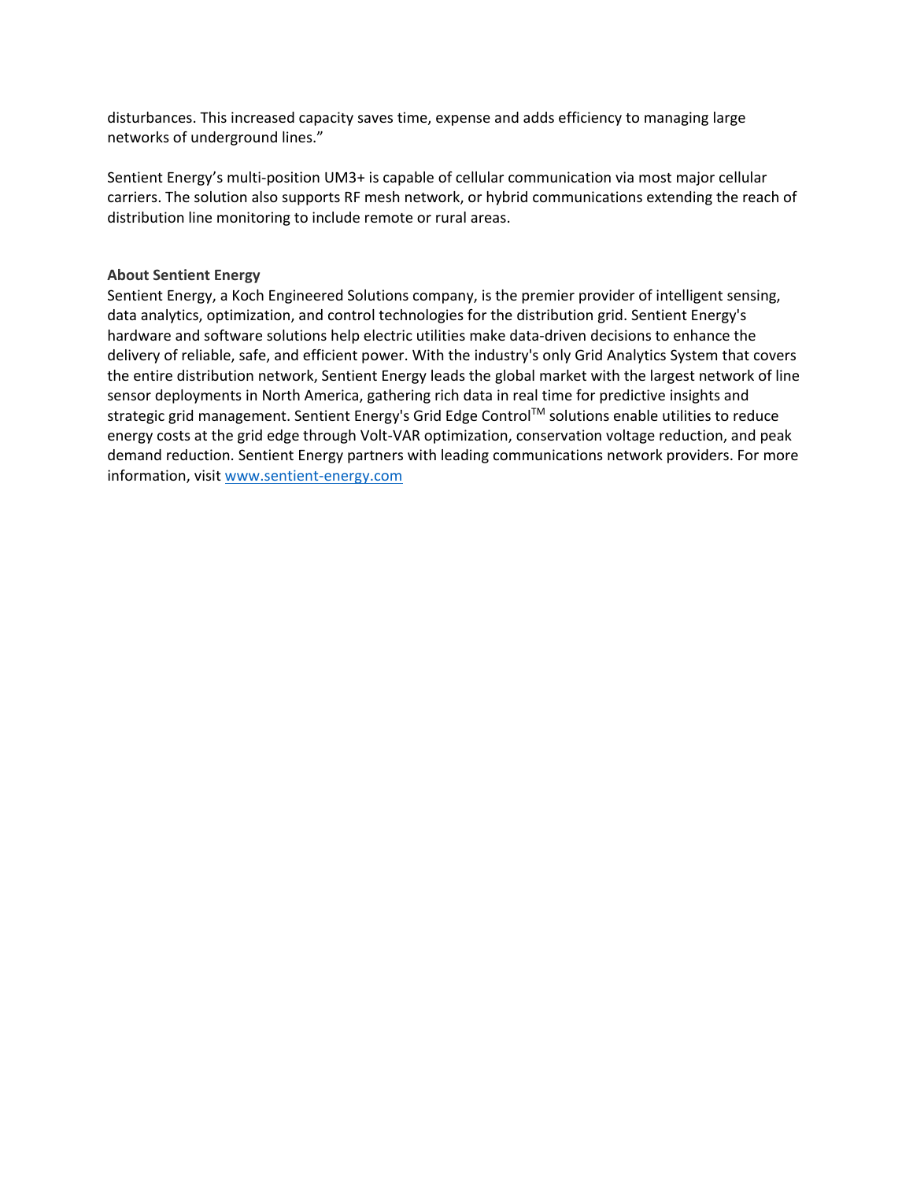disturbances. This increased capacity saves time, expense and adds efficiency to managing large networks of underground lines."

Sentient Energy's multi-position UM3+ is capable of cellular communication via most major cellular carriers. The solution also supports RF mesh network, or hybrid communications extending the reach of distribution line monitoring to include remote or rural areas.

**About Sentient Energy**

Sentient Energy, a Koch Engineered Solutions company, is the premier provider of intelligent sensing, data analytics, optimization, and control technologies for the distribution grid. Sentient Energy's hardware and software solutions help electric utilities make data-driven decisions to enhance the delivery of reliable, safe, and efficient power. With the industry's only Grid Analytics System that covers the entire distribution network, Sentient Energy leads the global market with the largest network of line sensor deployments in North America, gathering rich data in real time for predictive insights and strategic grid management. Sentient Energy's Grid Edge Control™ solutions enable utilities to reduce energy costs at the grid edge through Volt-VAR optimization, conservation voltage reduction, and peak demand reduction. Sentient Energy partners with leading communications network providers. For more information, visit [www.sentient-energy.com](http://www.sentient-energy.com)